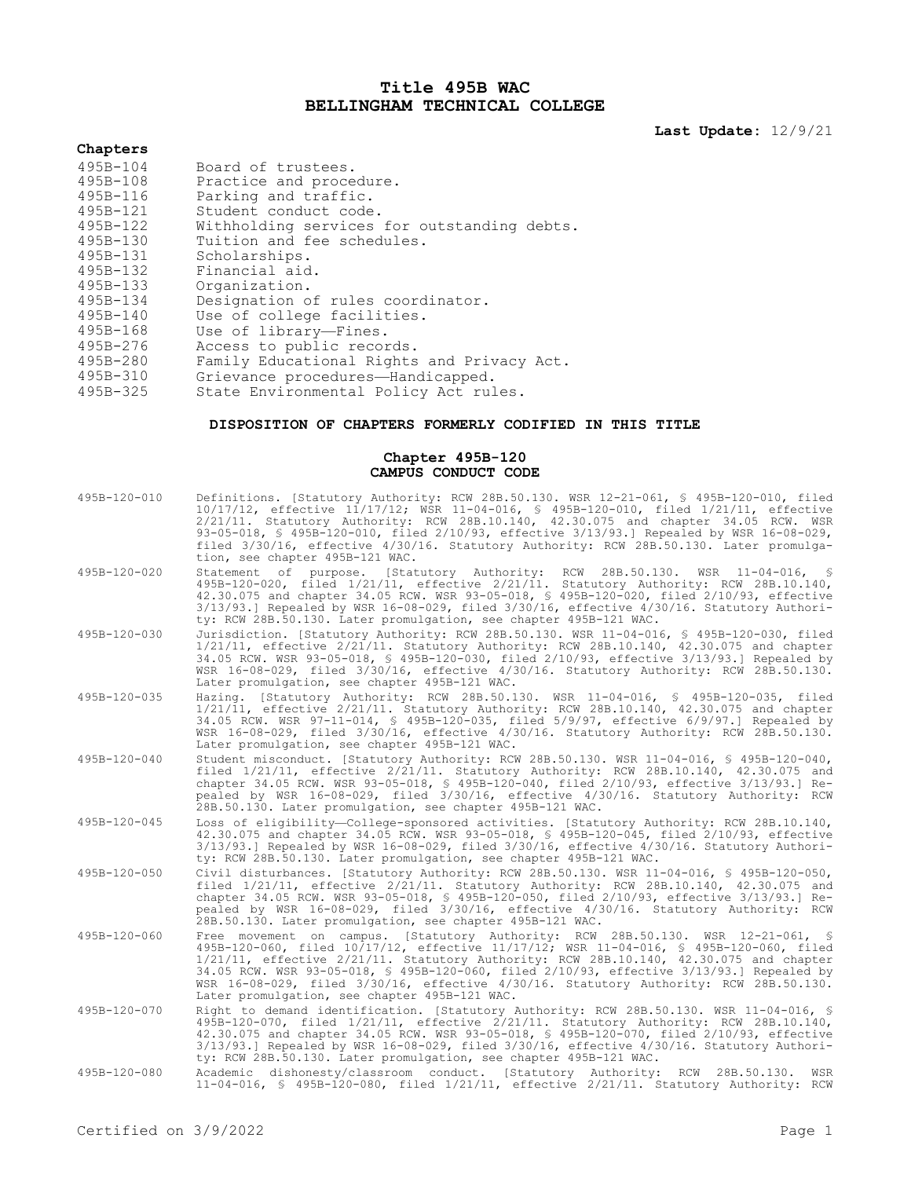# Title 495B WAC
# BELLINGHAM TECHNICAL COLLEGE

**Last Update:** 12/9/21

## Chapters

| | |
|---|---|
| 495B-104 | Board of trustees. |
| 495B-108 | Practice and procedure. |
| 495B-116 | Parking and traffic. |
| 495B-121 | Student conduct code. |
| 495B-122 | Withholding services for outstanding debts. |
| 495B-130 | Tuition and fee schedules. |
| 495B-131 | Scholarships. |
| 495B-132 | Financial aid. |
| 495B-133 | Organization. |
| 495B-134 | Designation of rules coordinator. |
| 495B-140 | Use of college facilities. |
| 495B-168 | Use of library—Fines. |
| 495B-276 | Access to public records. |
| 495B-280 | Family Educational Rights and Privacy Act. |
| 495B-310 | Grievance procedures—Handicapped. |
| 495B-325 | State Environmental Policy Act rules. |

## DISPOSITION OF CHAPTERS FORMERLY CODIFIED IN THIS TITLE

### Chapter 495B-120
### CAMPUS CONDUCT CODE

495B-120-010 Definitions. [Statutory Authority: RCW 28B.50.130. WSR 12-21-061, § 495B-120-010, filed 10/17/12, effective 11/17/12; WSR 11-04-016, § 495B-120-010, filed 1/21/11, effective 2/21/11. Statutory Authority: RCW 28B.10.140, 42.30.075 and chapter 34.05 RCW. WSR 93-05-018, § 495B-120-010, filed 2/10/93, effective 3/13/93.] Repealed by WSR 16-08-029, filed 3/30/16, effective 4/30/16. Statutory Authority: RCW 28B.50.130. Later promulgation, see chapter 495B-121 WAC.

495B-120-020 Statement of purpose. [Statutory Authority: RCW 28B.50.130. WSR 11-04-016, § 495B-120-020, filed 1/21/11, effective 2/21/11. Statutory Authority: RCW 28B.10.140, 42.30.075 and chapter 34.05 RCW. WSR 93-05-018, § 495B-120-020, filed 2/10/93, effective 3/13/93.] Repealed by WSR 16-08-029, filed 3/30/16, effective 4/30/16. Statutory Authority: RCW 28B.50.130. Later promulgation, see chapter 495B-121 WAC.

495B-120-030 Jurisdiction. [Statutory Authority: RCW 28B.50.130. WSR 11-04-016, § 495B-120-030, filed 1/21/11, effective 2/21/11. Statutory Authority: RCW 28B.10.140, 42.30.075 and chapter 34.05 RCW. WSR 93-05-018, § 495B-120-030, filed 2/10/93, effective 3/13/93.] Repealed by WSR 16-08-029, filed 3/30/16, effective 4/30/16. Statutory Authority: RCW 28B.50.130. Later promulgation, see chapter 495B-121 WAC.

495B-120-035 Hazing. [Statutory Authority: RCW 28B.50.130. WSR 11-04-016, § 495B-120-035, filed 1/21/11, effective 2/21/11. Statutory Authority: RCW 28B.10.140, 42.30.075 and chapter 34.05 RCW. WSR 97-11-014, § 495B-120-035, filed 5/9/97, effective 6/9/97.] Repealed by WSR 16-08-029, filed 3/30/16, effective 4/30/16. Statutory Authority: RCW 28B.50.130. Later promulgation, see chapter 495B-121 WAC.

495B-120-040 Student misconduct. [Statutory Authority: RCW 28B.50.130. WSR 11-04-016, § 495B-120-040, filed 1/21/11, effective 2/21/11. Statutory Authority: RCW 28B.10.140, 42.30.075 and chapter 34.05 RCW. WSR 93-05-018, § 495B-120-040, filed 2/10/93, effective 3/13/93.] Repealed by WSR 16-08-029, filed 3/30/16, effective 4/30/16. Statutory Authority: RCW 28B.50.130. Later promulgation, see chapter 495B-121 WAC.

495B-120-045 Loss of eligibility—College-sponsored activities. [Statutory Authority: RCW 28B.10.140, 42.30.075 and chapter 34.05 RCW. WSR 93-05-018, § 495B-120-045, filed 2/10/93, effective 3/13/93.] Repealed by WSR 16-08-029, filed 3/30/16, effective 4/30/16. Statutory Authority: RCW 28B.50.130. Later promulgation, see chapter 495B-121 WAC.

495B-120-050 Civil disturbances. [Statutory Authority: RCW 28B.50.130. WSR 11-04-016, § 495B-120-050, filed 1/21/11, effective 2/21/11. Statutory Authority: RCW 28B.10.140, 42.30.075 and chapter 34.05 RCW. WSR 93-05-018, § 495B-120-050, filed 2/10/93, effective 3/13/93.] Repealed by WSR 16-08-029, filed 3/30/16, effective 4/30/16. Statutory Authority: RCW 28B.50.130. Later promulgation, see chapter 495B-121 WAC.

495B-120-060 Free movement on campus. [Statutory Authority: RCW 28B.50.130. WSR 12-21-061, § 495B-120-060, filed 10/17/12, effective 11/17/12; WSR 11-04-016, § 495B-120-060, filed 1/21/11, effective 2/21/11. Statutory Authority: RCW 28B.10.140, 42.30.075 and chapter 34.05 RCW. WSR 93-05-018, § 495B-120-060, filed 2/10/93, effective 3/13/93.] Repealed by WSR 16-08-029, filed 3/30/16, effective 4/30/16. Statutory Authority: RCW 28B.50.130. Later promulgation, see chapter 495B-121 WAC.

495B-120-070 Right to demand identification. [Statutory Authority: RCW 28B.50.130. WSR 11-04-016, § 495B-120-070, filed 1/21/11, effective 2/21/11. Statutory Authority: RCW 28B.10.140, 42.30.075 and chapter 34.05 RCW. WSR 93-05-018, § 495B-120-070, filed 2/10/93, effective 3/13/93.] Repealed by WSR 16-08-029, filed 3/30/16, effective 4/30/16. Statutory Authority: RCW 28B.50.130. Later promulgation, see chapter 495B-121 WAC.

495B-120-080 Academic dishonesty/classroom conduct. [Statutory Authority: RCW 28B.50.130. WSR 11-04-016, § 495B-120-080, filed 1/21/11, effective 2/21/11. Statutory Authority: RCW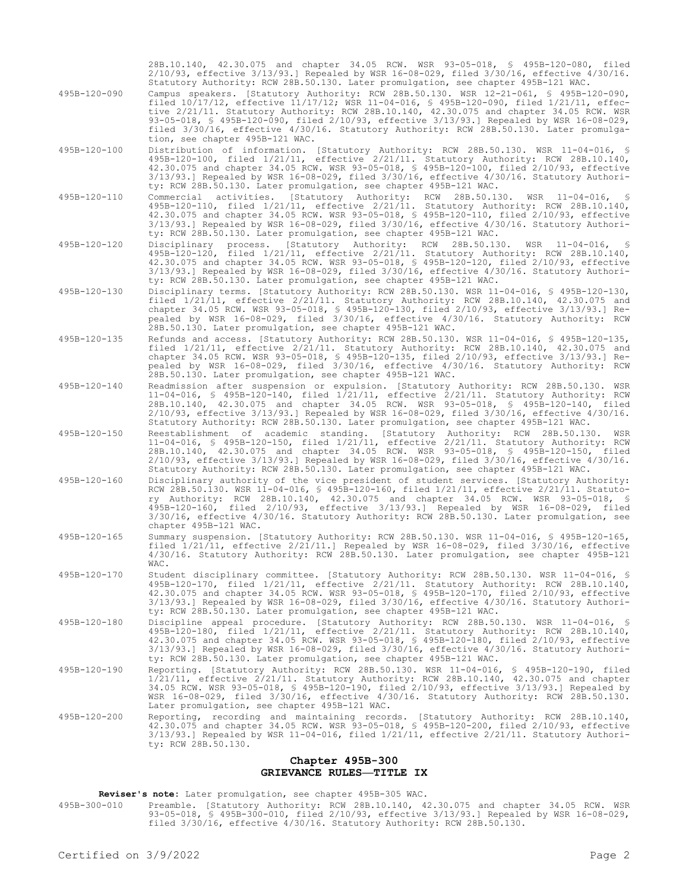28B.10.140, 42.30.075 and chapter 34.05 RCW. WSR 93-05-018, § 495B-120-080, filed 2/10/93, effective 3/13/93.] Repealed by WSR 16-08-029, filed 3/30/16, effective 4/30/16. Statutory Authority: RCW 28B.50.130. Later promulgation, see chapter 495B-121 WAC.

495B-120-090 Campus speakers. [Statutory Authority: RCW 28B.50.130. WSR 12-21-061, § 495B-120-090, filed 10/17/12, effective 11/17/12; WSR 11-04-016, § 495B-120-090, filed 1/21/11, effective 2/21/11. Statutory Authority: RCW 28B.10.140, 42.30.075 and chapter 34.05 RCW. WSR 93-05-018, § 495B-120-090, filed 2/10/93, effective 3/13/93.] Repealed by WSR 16-08-029, filed 3/30/16, effective 4/30/16. Statutory Authority: RCW 28B.50.130. Later promulgation, see chapter 495B-121 WAC.

495B-120-100 Distribution of information. [Statutory Authority: RCW 28B.50.130. WSR 11-04-016, § 495B-120-100, filed 1/21/11, effective 2/21/11. Statutory Authority: RCW 28B.10.140, 42.30.075 and chapter 34.05 RCW. WSR 93-05-018, § 495B-120-100, filed 2/10/93, effective 3/13/93.] Repealed by WSR 16-08-029, filed 3/30/16, effective 4/30/16. Statutory Authority: RCW 28B.50.130. Later promulgation, see chapter 495B-121 WAC.

495B-120-110 Commercial activities. [Statutory Authority: RCW 28B.50.130. WSR 11-04-016, § 495B-120-110, filed 1/21/11, effective 2/21/11. Statutory Authority: RCW 28B.10.140, 42.30.075 and chapter 34.05 RCW. WSR 93-05-018, § 495B-120-110, filed 2/10/93, effective 3/13/93.] Repealed by WSR 16-08-029, filed 3/30/16, effective 4/30/16. Statutory Authority: RCW 28B.50.130. Later promulgation, see chapter 495B-121 WAC.

495B-120-120 Disciplinary process. [Statutory Authority: RCW 28B.50.130. WSR 11-04-016, § 495B-120-120, filed 1/21/11, effective 2/21/11. Statutory Authority: RCW 28B.10.140, 42.30.075 and chapter 34.05 RCW. WSR 93-05-018, § 495B-120-120, filed 2/10/93, effective 3/13/93.] Repealed by WSR 16-08-029, filed 3/30/16, effective 4/30/16. Statutory Authority: RCW 28B.50.130. Later promulgation, see chapter 495B-121 WAC.

495B-120-130 Disciplinary terms. [Statutory Authority: RCW 28B.50.130. WSR 11-04-016, § 495B-120-130, filed 1/21/11, effective 2/21/11. Statutory Authority: RCW 28B.10.140, 42.30.075 and chapter 34.05 RCW. WSR 93-05-018, § 495B-120-130, filed 2/10/93, effective 3/13/93.] Repealed by WSR 16-08-029, filed 3/30/16, effective 4/30/16. Statutory Authority: RCW 28B.50.130. Later promulgation, see chapter 495B-121 WAC.

495B-120-135 Refunds and access. [Statutory Authority: RCW 28B.50.130. WSR 11-04-016, § 495B-120-135, filed 1/21/11, effective 2/21/11. Statutory Authority: RCW 28B.10.140, 42.30.075 and chapter 34.05 RCW. WSR 93-05-018, § 495B-120-135, filed 2/10/93, effective 3/13/93.] Repealed by WSR 16-08-029, filed 3/30/16, effective 4/30/16. Statutory Authority: RCW 28B.50.130. Later promulgation, see chapter 495B-121 WAC.

495B-120-140 Readmission after suspension or expulsion. [Statutory Authority: RCW 28B.50.130. WSR 11-04-016, § 495B-120-140, filed 1/21/11, effective 2/21/11. Statutory Authority: RCW 28B.10.140, 42.30.075 and chapter 34.05 RCW. WSR 93-05-018, § 495B-120-140, filed 2/10/93, effective 3/13/93.] Repealed by WSR 16-08-029, filed 3/30/16, effective 4/30/16. Statutory Authority: RCW 28B.50.130. Later promulgation, see chapter 495B-121 WAC.

495B-120-150 Reestablishment of academic standing. [Statutory Authority: RCW 28B.50.130. WSR 11-04-016, § 495B-120-150, filed 1/21/11, effective 2/21/11. Statutory Authority: RCW 28B.10.140, 42.30.075 and chapter 34.05 RCW. WSR 93-05-018, § 495B-120-150, filed 2/10/93, effective 3/13/93.] Repealed by WSR 16-08-029, filed 3/30/16, effective 4/30/16. Statutory Authority: RCW 28B.50.130. Later promulgation, see chapter 495B-121 WAC.

495B-120-160 Disciplinary authority of the vice president of student services. [Statutory Authority: RCW 28B.50.130. WSR 11-04-016, § 495B-120-160, filed 1/21/11, effective 2/21/11. Statutory Authority: RCW 28B.10.140, 42.30.075 and chapter 34.05 RCW. WSR 93-05-018, § 495B-120-160, filed 2/10/93, effective 3/13/93.] Repealed by WSR 16-08-029, filed 3/30/16, effective 4/30/16. Statutory Authority: RCW 28B.50.130. Later promulgation, see chapter 495B-121 WAC.

495B-120-165 Summary suspension. [Statutory Authority: RCW 28B.50.130. WSR 11-04-016, § 495B-120-165, filed 1/21/11, effective 2/21/11.] Repealed by WSR 16-08-029, filed 3/30/16, effective 4/30/16. Statutory Authority: RCW 28B.50.130. Later promulgation, see chapter 495B-121 WAC.

495B-120-170 Student disciplinary committee. [Statutory Authority: RCW 28B.50.130. WSR 11-04-016, § 495B-120-170, filed 1/21/11, effective 2/21/11. Statutory Authority: RCW 28B.10.140, 42.30.075 and chapter 34.05 RCW. WSR 93-05-018, § 495B-120-170, filed 2/10/93, effective 3/13/93.] Repealed by WSR 16-08-029, filed 3/30/16, effective 4/30/16. Statutory Authority: RCW 28B.50.130. Later promulgation, see chapter 495B-121 WAC.

495B-120-180 Discipline appeal procedure. [Statutory Authority: RCW 28B.50.130. WSR 11-04-016, § 495B-120-180, filed 1/21/11, effective 2/21/11. Statutory Authority: RCW 28B.10.140, 42.30.075 and chapter 34.05 RCW. WSR 93-05-018, § 495B-120-180, filed 2/10/93, effective 3/13/93.] Repealed by WSR 16-08-029, filed 3/30/16, effective 4/30/16. Statutory Authority: RCW 28B.50.130. Later promulgation, see chapter 495B-121 WAC.

495B-120-190 Reporting. [Statutory Authority: RCW 28B.50.130. WSR 11-04-016, § 495B-120-190, filed 1/21/11, effective 2/21/11. Statutory Authority: RCW 28B.10.140, 42.30.075 and chapter 34.05 RCW. WSR 93-05-018, § 495B-120-190, filed 2/10/93, effective 3/13/93.] Repealed by WSR 16-08-029, filed 3/30/16, effective 4/30/16. Statutory Authority: RCW 28B.50.130. Later promulgation, see chapter 495B-121 WAC.

495B-120-200 Reporting, recording and maintaining records. [Statutory Authority: RCW 28B.10.140, 42.30.075 and chapter 34.05 RCW. WSR 93-05-018, § 495B-120-200, filed 2/10/93, effective 3/13/93.] Repealed by WSR 11-04-016, filed 1/21/11, effective 2/21/11. Statutory Authority: RCW 28B.50.130.

## Chapter 495B-300
## GRIEVANCE RULES—TITLE IX

**Reviser's note:** Later promulgation, see chapter 495B-305 WAC.

495B-300-010 Preamble. [Statutory Authority: RCW 28B.10.140, 42.30.075 and chapter 34.05 RCW. WSR 93-05-018, § 495B-300-010, filed 2/10/93, effective 3/13/93.] Repealed by WSR 16-08-029, filed 3/30/16, effective 4/30/16. Statutory Authority: RCW 28B.50.130.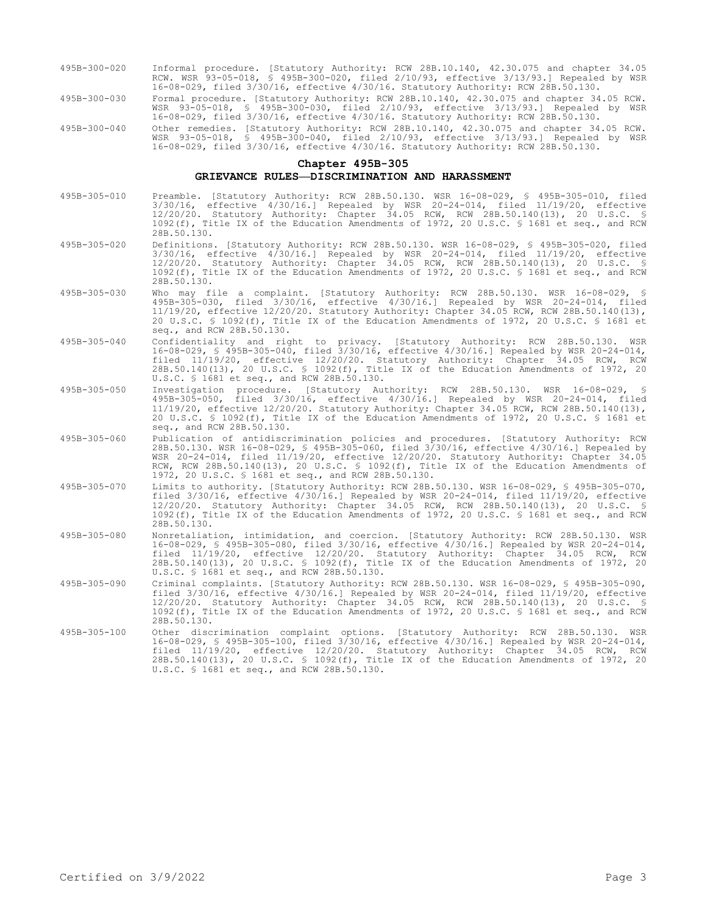495B-300-020 Informal procedure. [Statutory Authority: RCW 28B.10.140, 42.30.075 and chapter 34.05 RCW. WSR 93-05-018, § 495B-300-020, filed 2/10/93, effective 3/13/93.] Repealed by WSR 16-08-029, filed 3/30/16, effective 4/30/16. Statutory Authority: RCW 28B.50.130.

495B-300-030 Formal procedure. [Statutory Authority: RCW 28B.10.140, 42.30.075 and chapter 34.05 RCW. WSR 93-05-018, § 495B-300-030, filed 2/10/93, effective 3/13/93.] Repealed by WSR 16-08-029, filed 3/30/16, effective 4/30/16. Statutory Authority: RCW 28B.50.130.

495B-300-040 Other remedies. [Statutory Authority: RCW 28B.10.140, 42.30.075 and chapter 34.05 RCW. WSR 93-05-018, § 495B-300-040, filed 2/10/93, effective 3/13/93.] Repealed by WSR 16-08-029, filed 3/30/16, effective 4/30/16. Statutory Authority: RCW 28B.50.130.

## Chapter 495B-305
## GRIEVANCE RULES—DISCRIMINATION AND HARASSMENT

495B-305-010 Preamble. [Statutory Authority: RCW 28B.50.130. WSR 16-08-029, § 495B-305-010, filed 3/30/16, effective 4/30/16.] Repealed by WSR 20-24-014, filed 11/19/20, effective 12/20/20. Statutory Authority: Chapter 34.05 RCW, RCW 28B.50.140(13), 20 U.S.C. § 1092(f), Title IX of the Education Amendments of 1972, 20 U.S.C. § 1681 et seq., and RCW 28B.50.130.

495B-305-020 Definitions. [Statutory Authority: RCW 28B.50.130. WSR 16-08-029, § 495B-305-020, filed 3/30/16, effective 4/30/16.] Repealed by WSR 20-24-014, filed 11/19/20, effective 12/20/20. Statutory Authority: Chapter 34.05 RCW, RCW 28B.50.140(13), 20 U.S.C. § 1092(f), Title IX of the Education Amendments of 1972, 20 U.S.C. § 1681 et seq., and RCW 28B.50.130.

495B-305-030 Who may file a complaint. [Statutory Authority: RCW 28B.50.130. WSR 16-08-029, § 495B-305-030, filed 3/30/16, effective 4/30/16.] Repealed by WSR 20-24-014, filed 11/19/20, effective 12/20/20. Statutory Authority: Chapter 34.05 RCW, RCW 28B.50.140(13), 20 U.S.C. § 1092(f), Title IX of the Education Amendments of 1972, 20 U.S.C. § 1681 et seq., and RCW 28B.50.130.

495B-305-040 Confidentiality and right to privacy. [Statutory Authority: RCW 28B.50.130. WSR 16-08-029, § 495B-305-040, filed 3/30/16, effective 4/30/16.] Repealed by WSR 20-24-014, filed 11/19/20, effective 12/20/20. Statutory Authority: Chapter 34.05 RCW, RCW 28B.50.140(13), 20 U.S.C. § 1092(f), Title IX of the Education Amendments of 1972, 20 U.S.C. § 1681 et seq., and RCW 28B.50.130.

495B-305-050 Investigation procedure. [Statutory Authority: RCW 28B.50.130. WSR 16-08-029, § 495B-305-050, filed 3/30/16, effective 4/30/16.] Repealed by WSR 20-24-014, filed 11/19/20, effective 12/20/20. Statutory Authority: Chapter 34.05 RCW, RCW 28B.50.140(13), 20 U.S.C. § 1092(f), Title IX of the Education Amendments of 1972, 20 U.S.C. § 1681 et seq., and RCW 28B.50.130.

495B-305-060 Publication of antidiscrimination policies and procedures. [Statutory Authority: RCW 28B.50.130. WSR 16-08-029, § 495B-305-060, filed 3/30/16, effective 4/30/16.] Repealed by WSR 20-24-014, filed 11/19/20, effective 12/20/20. Statutory Authority: Chapter 34.05 RCW, RCW 28B.50.140(13), 20 U.S.C. § 1092(f), Title IX of the Education Amendments of 1972, 20 U.S.C. § 1681 et seq., and RCW 28B.50.130.

495B-305-070 Limits to authority. [Statutory Authority: RCW 28B.50.130. WSR 16-08-029, § 495B-305-070, filed 3/30/16, effective 4/30/16.] Repealed by WSR 20-24-014, filed 11/19/20, effective 12/20/20. Statutory Authority: Chapter 34.05 RCW, RCW 28B.50.140(13), 20 U.S.C. § 1092(f), Title IX of the Education Amendments of 1972, 20 U.S.C. § 1681 et seq., and RCW 28B.50.130.

495B-305-080 Nonretaliation, intimidation, and coercion. [Statutory Authority: RCW 28B.50.130. WSR 16-08-029, § 495B-305-080, filed 3/30/16, effective 4/30/16.] Repealed by WSR 20-24-014, filed 11/19/20, effective 12/20/20. Statutory Authority: Chapter 34.05 RCW, RCW 28B.50.140(13), 20 U.S.C. § 1092(f), Title IX of the Education Amendments of 1972, 20 U.S.C. § 1681 et seq., and RCW 28B.50.130.

495B-305-090 Criminal complaints. [Statutory Authority: RCW 28B.50.130. WSR 16-08-029, § 495B-305-090, filed 3/30/16, effective 4/30/16.] Repealed by WSR 20-24-014, filed 11/19/20, effective 12/20/20. Statutory Authority: Chapter 34.05 RCW, RCW 28B.50.140(13), 20 U.S.C. § 1092(f), Title IX of the Education Amendments of 1972, 20 U.S.C. § 1681 et seq., and RCW 28B.50.130.

495B-305-100 Other discrimination complaint options. [Statutory Authority: RCW 28B.50.130. WSR 16-08-029, § 495B-305-100, filed 3/30/16, effective 4/30/16.] Repealed by WSR 20-24-014, filed 11/19/20, effective 12/20/20. Statutory Authority: Chapter 34.05 RCW, RCW 28B.50.140(13), 20 U.S.C. § 1092(f), Title IX of the Education Amendments of 1972, 20 U.S.C. § 1681 et seq., and RCW 28B.50.130.